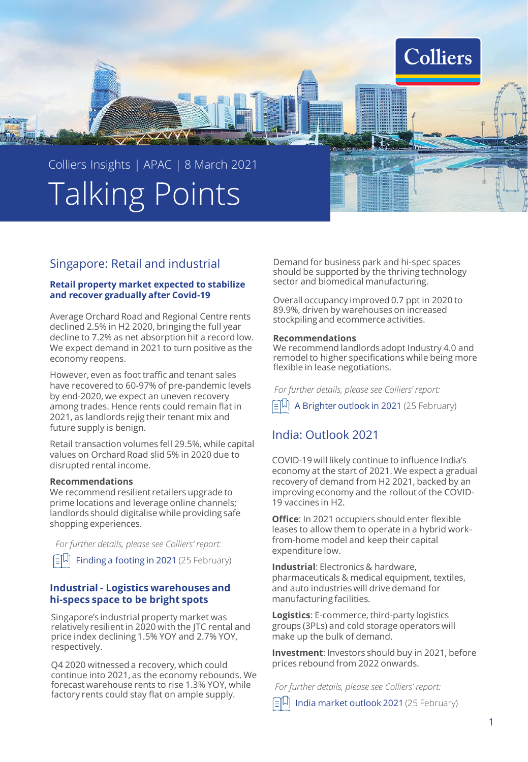Colliers Insights | APAC | 8 March 2021

# Talking Points

## Singapore: Retail and industrial

### Retail property market expected to stabilize and recover gradually after Covid-19

Average Orchard Road and Regional Centre rents declined 2.5% in H2 2020, bringing the full year decline to 7.2% as net absorption hit a record low. We expect demand in 2021 to turn positive as the economy reopens.

However, even as foot traffic and tenant sales have recovered to 60-97% of pre-pandemic levels by end-2020, we expect an uneven recovery among trades. Hence rents could remain flat in 2021, as landlords rejig their tenant mix and future supply is benign.

Retail transaction volumes fell 29.5%, while capital values on Orchard Road slid 5% in 2020 due to disrupted rental income.

**Recommendations**
We recommend resilient retailers upgrade to prime locations and leverage online channels; landlords should digitalise while providing safe shopping experiences.

*For further details, please see Colliers' report:*

Finding a footing in 2021 (25 February)

### Industrial - Logistics warehouses and hi-specs space to be bright spots

Singapore's industrial property market was relatively resilient in 2020 with the JTC rental and price index declining 1.5% YOY and 2.7% YOY, respectively.

Q4 2020 witnessed a recovery, which could continue into 2021, as the economy rebounds. We forecast warehouse rents to rise 1.3% YOY, while factory rents could stay flat on ample supply.

Demand for business park and hi-spec spaces should be supported by the thriving technology sector and biomedical manufacturing.

Overall occupancy improved 0.7 ppt in 2020 to 89.9%, driven by warehouses on increased stockpiling and ecommerce activities.

**Recommendations**
We recommend landlords adopt Industry 4.0 and remodel to higher specifications while being more flexible in lease negotiations.

*For further details, please see Colliers' report:*

A Brighter outlook in 2021 (25 February)

## India: Outlook 2021

COVID-19 will likely continue to influence India's economy at the start of 2021. We expect a gradual recovery of demand from H2 2021, backed by an improving economy and the rollout of the COVID-19 vaccines in H2.

**Office**: In 2021 occupiers should enter flexible leases to allow them to operate in a hybrid work-from-home model and keep their capital expenditure low.

**Industrial**: Electronics & hardware, pharmaceuticals & medical equipment, textiles, and auto industries will drive demand for manufacturing facilities.

**Logistics**: E-commerce, third-party logistics groups (3PLs) and cold storage operators will make up the bulk of demand.

**Investment**: Investors should buy in 2021, before prices rebound from 2022 onwards.

*For further details, please see Colliers' report:*

India market outlook 2021 (25 February)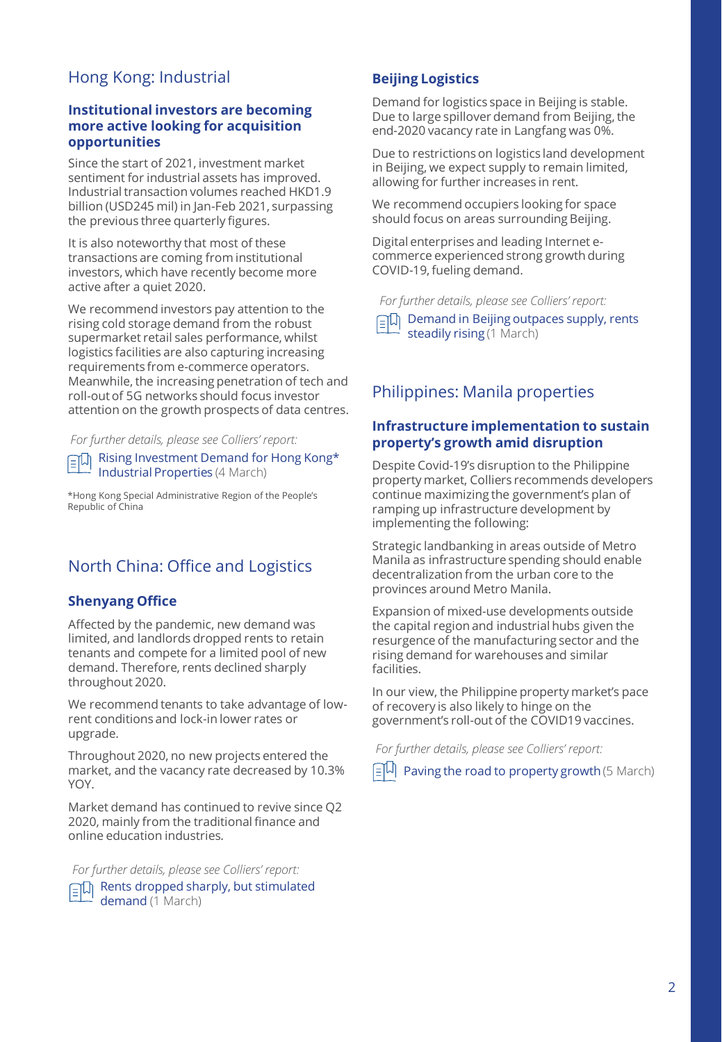## Hong Kong: Industrial

### Institutional investors are becoming more active looking for acquisition opportunities

Since the start of 2021, investment market sentiment for industrial assets has improved. Industrial transaction volumes reached HKD1.9 billion (USD245 mil) in Jan-Feb 2021, surpassing the previous three quarterly figures.

It is also noteworthy that most of these transactions are coming from institutional investors, which have recently become more active after a quiet 2020.

We recommend investors pay attention to the rising cold storage demand from the robust supermarket retail sales performance, whilst logistics facilities are also capturing increasing requirements from e-commerce operators. Meanwhile, the increasing penetration of tech and roll-out of 5G networks should focus investor attention on the growth prospects of data centres.

*For further details, please see Colliers' report:*

Rising Investment Demand for Hong Kong* Industrial Properties (4 March)

*Hong Kong Special Administrative Region of the People's Republic of China

## North China: Office and Logistics

### Shenyang Office

Affected by the pandemic, new demand was limited, and landlords dropped rents to retain tenants and compete for a limited pool of new demand. Therefore, rents declined sharply throughout 2020.

We recommend tenants to take advantage of low-rent conditions and lock-in lower rates or upgrade.

Throughout 2020, no new projects entered the market, and the vacancy rate decreased by 10.3% YOY.

Market demand has continued to revive since Q2 2020, mainly from the traditional finance and online education industries.

*For further details, please see Colliers' report:*

Rents dropped sharply, but stimulated demand (1 March)

### Beijing Logistics

Demand for logistics space in Beijing is stable. Due to large spillover demand from Beijing, the end-2020 vacancy rate in Langfang was 0%.

Due to restrictions on logistics land development in Beijing, we expect supply to remain limited, allowing for further increases in rent.

We recommend occupiers looking for space should focus on areas surrounding Beijing.

Digital enterprises and leading Internet e-commerce experienced strong growth during COVID-19, fueling demand.

*For further details, please see Colliers' report:*

Demand in Beijing outpaces supply, rents steadily rising (1 March)

## Philippines: Manila properties

### Infrastructure implementation to sustain property's growth amid disruption

Despite Covid-19's disruption to the Philippine property market, Colliers recommends developers continue maximizing the government's plan of ramping up infrastructure development by implementing the following:

Strategic landbanking in areas outside of Metro Manila as infrastructure spending should enable decentralization from the urban core to the provinces around Metro Manila.

Expansion of mixed-use developments outside the capital region and industrial hubs given the resurgence of the manufacturing sector and the rising demand for warehouses and similar facilities.

In our view, the Philippine property market's pace of recovery is also likely to hinge on the government's roll-out of the COVID19 vaccines.

*For further details, please see Colliers' report:*

Paving the road to property growth (5 March)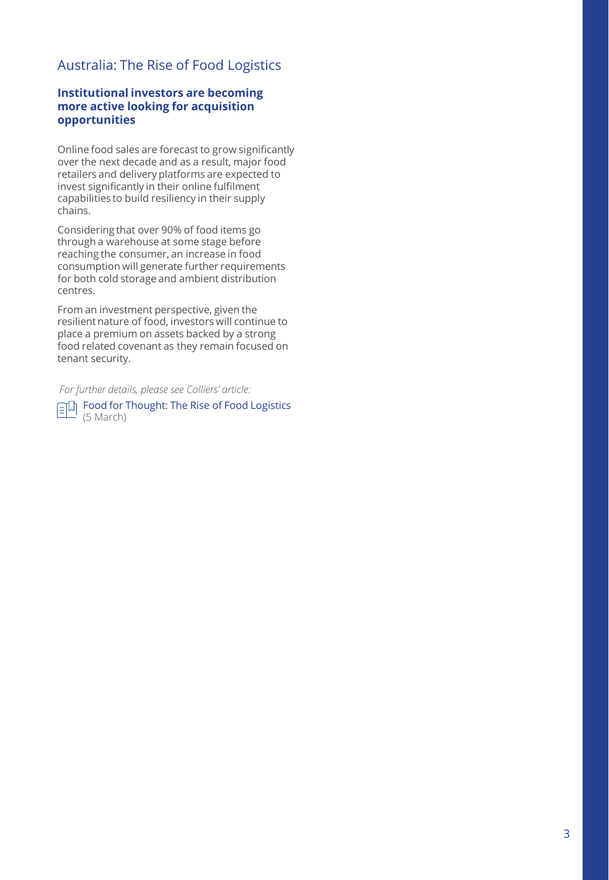## Australia: The Rise of Food Logistics

### Institutional investors are becoming more active looking for acquisition opportunities

Online food sales are forecast to grow significantly over the next decade and as a result, major food retailers and delivery platforms are expected to invest significantly in their online fulfilment capabilities to build resiliency in their supply chains.

Considering that over 90% of food items go through a warehouse at some stage before reaching the consumer, an increase in food consumption will generate further requirements for both cold storage and ambient distribution centres.

From an investment perspective, given the resilient nature of food, investors will continue to place a premium on assets backed by a strong food related covenant as they remain focused on tenant security.

*For further details, please see Colliers' article:*

Food for Thought: The Rise of Food Logistics (5 March)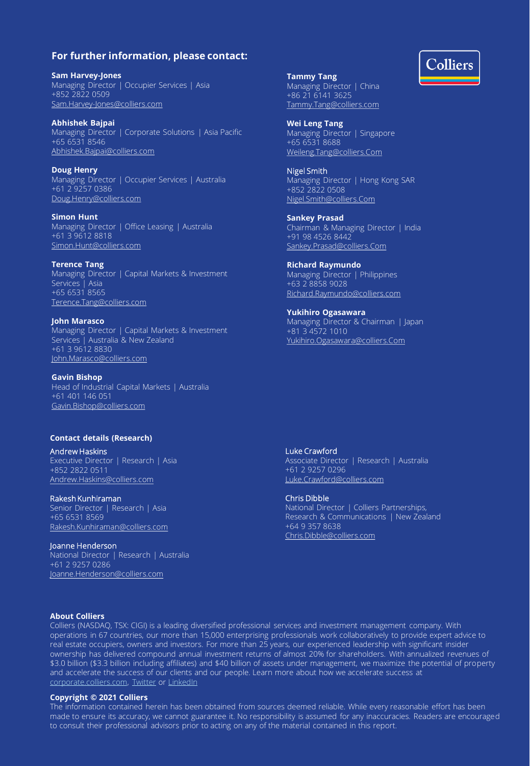## For further information, please contact:

**Sam Harvey-Jones**
Managing Director | Occupier Services | Asia
+852 2822 0509
Sam.Harvey-Jones@colliers.com

**Abhishek Bajpai**
Managing Director | Corporate Solutions | Asia Pacific
+65 6531 8546
Abhishek.Bajpai@colliers.com

**Doug Henry**
Managing Director | Occupier Services | Australia
+61 2 9257 0386
Doug.Henry@colliers.com

**Simon Hunt**
Managing Director | Office Leasing | Australia
+61 3 9612 8818
Simon.Hunt@colliers.com

**Terence Tang**
Managing Director | Capital Markets & Investment Services | Asia
+65 6531 8565
Terence.Tang@colliers.com

**John Marasco**
Managing Director | Capital Markets & Investment Services | Australia & New Zealand
+61 3 9612 8830
John.Marasco@colliers.com

**Gavin Bishop**
Head of Industrial Capital Markets | Australia
+61 401 146 051
Gavin.Bishop@colliers.com

**Tammy Tang**
Managing Director | China
+86 21 6141 3625
Tammy.Tang@colliers.com

**Wei Leng Tang**
Managing Director | Singapore
+65 6531 8688
Weileng.Tang@colliers.Com

Nigel Smith
Managing Director | Hong Kong SAR
+852 2822 0508
Nigel.Smith@colliers.Com

**Sankey Prasad**
Chairman & Managing Director | India
+91 98 4526 8442
Sankey.Prasad@colliers.Com

**Richard Raymundo**
Managing Director | Philippines
+63 2 8858 9028
Richard.Raymundo@colliers.com

**Yukihiro Ogasawara**
Managing Director & Chairman | Japan
+81 3 4572 1010
Yukihiro.Ogasawara@colliers.Com

### Contact details (Research)

Andrew Haskins
Executive Director | Research | Asia
+852 2822 0511
Andrew.Haskins@colliers.com

Rakesh Kunhiraman
Senior Director | Research | Asia
+65 6531 8569
Rakesh.Kunhiraman@colliers.com

Joanne Henderson
National Director | Research | Australia
+61 2 9257 0286
Joanne.Henderson@colliers.com

Luke Crawford
Associate Director | Research | Australia
+61 2 9257 0296
Luke.Crawford@colliers.com

Chris Dibble
National Director | Colliers Partnerships, Research & Communications | New Zealand
+64 9 357 8638
Chris.Dibble@colliers.com

**About Colliers**
Colliers (NASDAQ, TSX: CIGI) is a leading diversified professional services and investment management company. With operations in 67 countries, our more than 15,000 enterprising professionals work collaboratively to provide expert advice to real estate occupiers, owners and investors. For more than 25 years, our experienced leadership with significant insider ownership has delivered compound annual investment returns of almost 20% for shareholders. With annualized revenues of $3.0 billion ($3.3 billion including affiliates) and $40 billion of assets under management, we maximize the potential of property and accelerate the success of our clients and our people. Learn more about how we accelerate success at corporate.colliers.com, Twitter or LinkedIn

**Copyright © 2021 Colliers**
The information contained herein has been obtained from sources deemed reliable. While every reasonable effort has been made to ensure its accuracy, we cannot guarantee it. No responsibility is assumed for any inaccuracies. Readers are encouraged to consult their professional advisors prior to acting on any of the material contained in this report.